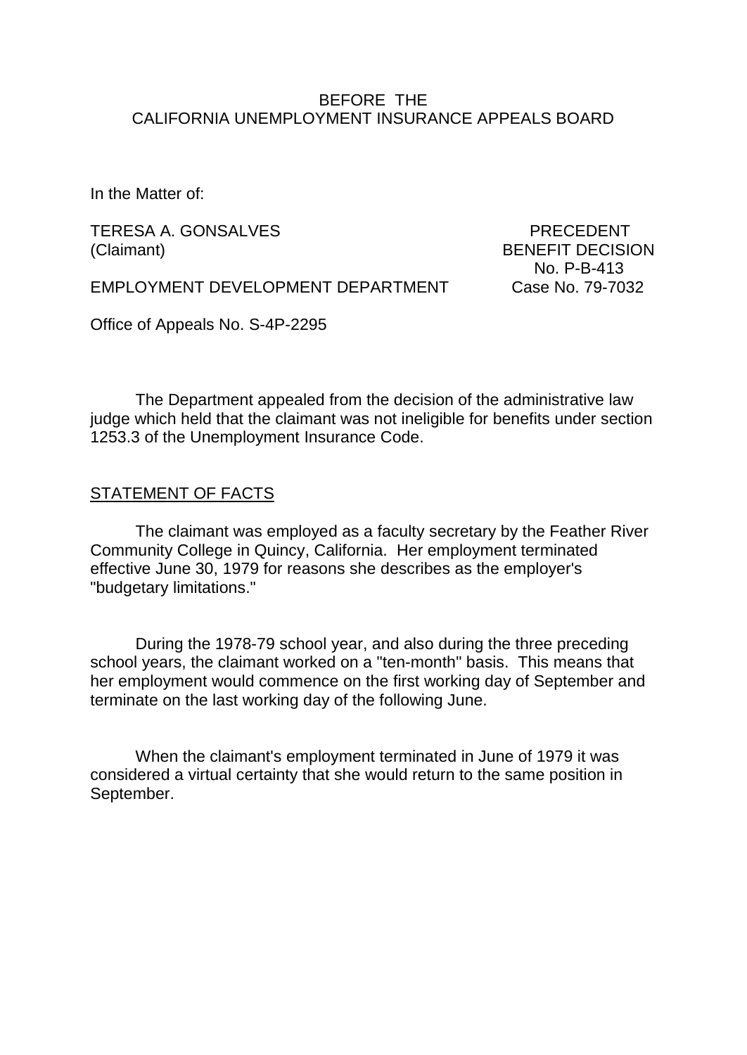BEFORE THE
CALIFORNIA UNEMPLOYMENT INSURANCE APPEALS BOARD

In the Matter of:

TERESA A. GONSALVES
(Claimant)

EMPLOYMENT DEVELOPMENT DEPARTMENT

PRECEDENT
BENEFIT DECISION
No. P-B-413
Case No. 79-7032

Office of Appeals No. S-4P-2295

The Department appealed from the decision of the administrative law judge which held that the claimant was not ineligible for benefits under section 1253.3 of the Unemployment Insurance Code.

## STATEMENT OF FACTS

The claimant was employed as a faculty secretary by the Feather River Community College in Quincy, California. Her employment terminated effective June 30, 1979 for reasons she describes as the employer's "budgetary limitations."

During the 1978-79 school year, and also during the three preceding school years, the claimant worked on a "ten-month" basis. This means that her employment would commence on the first working day of September and terminate on the last working day of the following June.

When the claimant's employment terminated in June of 1979 it was considered a virtual certainty that she would return to the same position in September.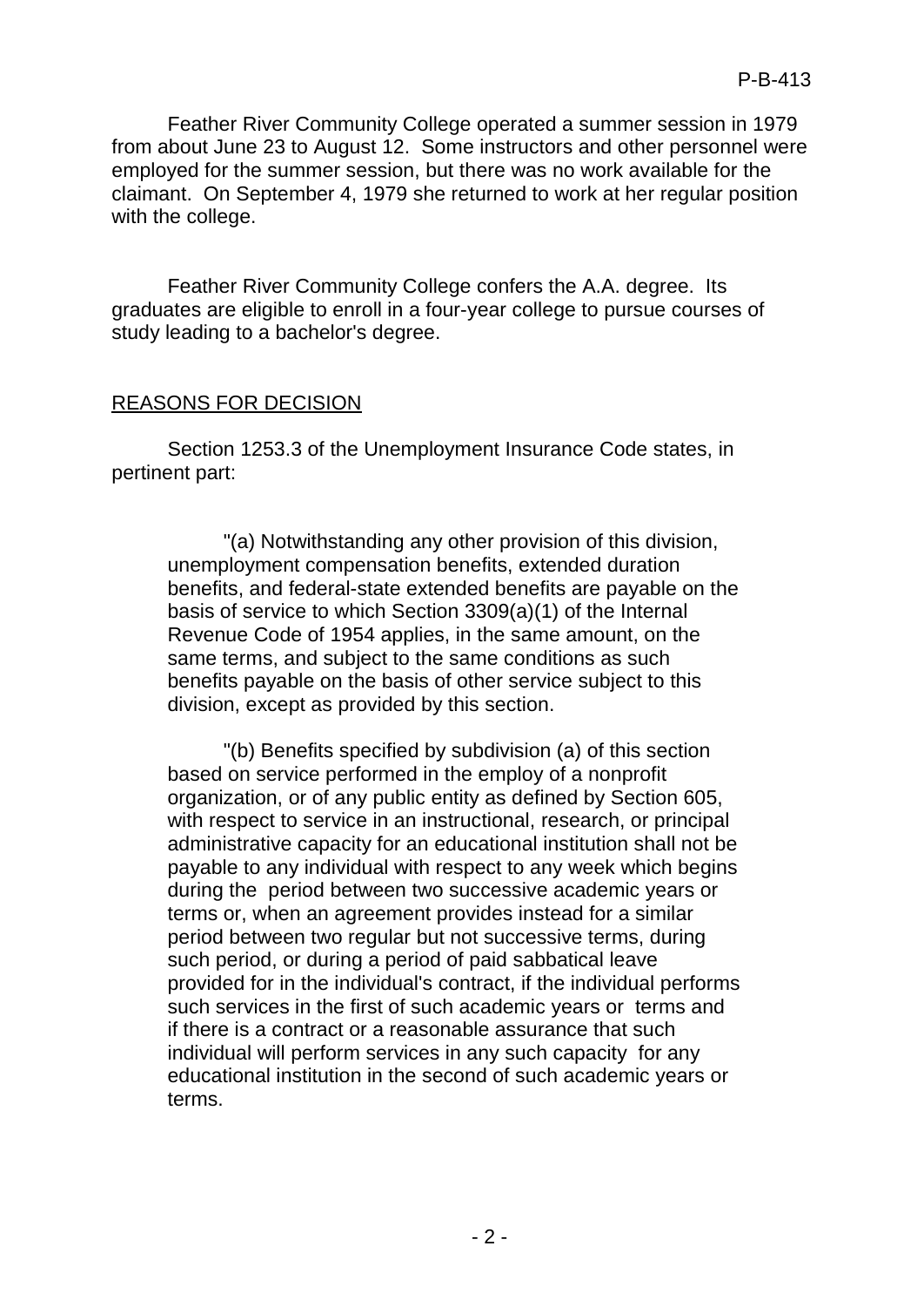Feather River Community College operated a summer session in 1979 from about June 23 to August 12. Some instructors and other personnel were employed for the summer session, but there was no work available for the claimant. On September 4, 1979 she returned to work at her regular position with the college.

Feather River Community College confers the A.A. degree. Its graduates are eligible to enroll in a four-year college to pursue courses of study leading to a bachelor's degree.

## REASONS FOR DECISION

Section 1253.3 of the Unemployment Insurance Code states, in pertinent part:

> "(a) Notwithstanding any other provision of this division, unemployment compensation benefits, extended duration benefits, and federal-state extended benefits are payable on the basis of service to which Section 3309(a)(1) of the Internal Revenue Code of 1954 applies, in the same amount, on the same terms, and subject to the same conditions as such benefits payable on the basis of other service subject to this division, except as provided by this section.
>
> "(b) Benefits specified by subdivision (a) of this section based on service performed in the employ of a nonprofit organization, or of any public entity as defined by Section 605, with respect to service in an instructional, research, or principal administrative capacity for an educational institution shall not be payable to any individual with respect to any week which begins during the period between two successive academic years or terms or, when an agreement provides instead for a similar period between two regular but not successive terms, during such period, or during a period of paid sabbatical leave provided for in the individual's contract, if the individual performs such services in the first of such academic years or terms and if there is a contract or a reasonable assurance that such individual will perform services in any such capacity for any educational institution in the second of such academic years or terms.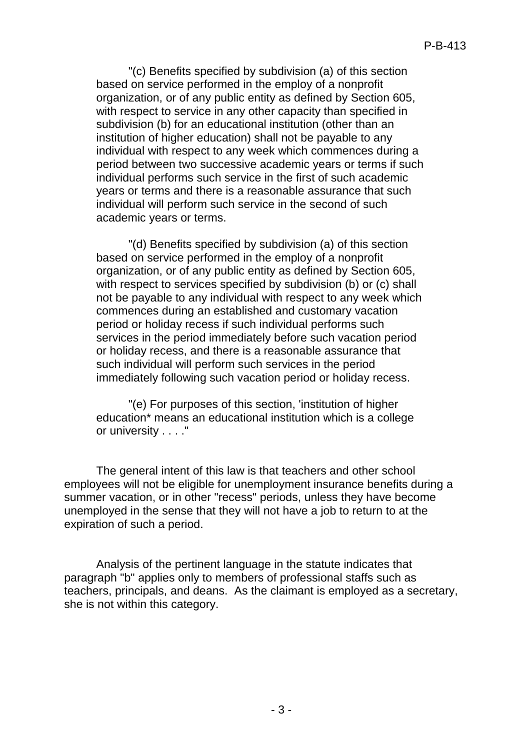"(c) Benefits specified by subdivision (a) of this section based on service performed in the employ of a nonprofit organization, or of any public entity as defined by Section 605, with respect to service in any other capacity than specified in subdivision (b) for an educational institution (other than an institution of higher education) shall not be payable to any individual with respect to any week which commences during a period between two successive academic years or terms if such individual performs such service in the first of such academic years or terms and there is a reasonable assurance that such individual will perform such service in the second of such academic years or terms.

"(d) Benefits specified by subdivision (a) of this section based on service performed in the employ of a nonprofit organization, or of any public entity as defined by Section 605, with respect to services specified by subdivision (b) or (c) shall not be payable to any individual with respect to any week which commences during an established and customary vacation period or holiday recess if such individual performs such services in the period immediately before such vacation period or holiday recess, and there is a reasonable assurance that such individual will perform such services in the period immediately following such vacation period or holiday recess.

"(e) For purposes of this section, 'institution of higher education* means an educational institution which is a college or university . . . ."

The general intent of this law is that teachers and other school employees will not be eligible for unemployment insurance benefits during a summer vacation, or in other "recess" periods, unless they have become unemployed in the sense that they will not have a job to return to at the expiration of such a period.

Analysis of the pertinent language in the statute indicates that paragraph "b" applies only to members of professional staffs such as teachers, principals, and deans. As the claimant is employed as a secretary, she is not within this category.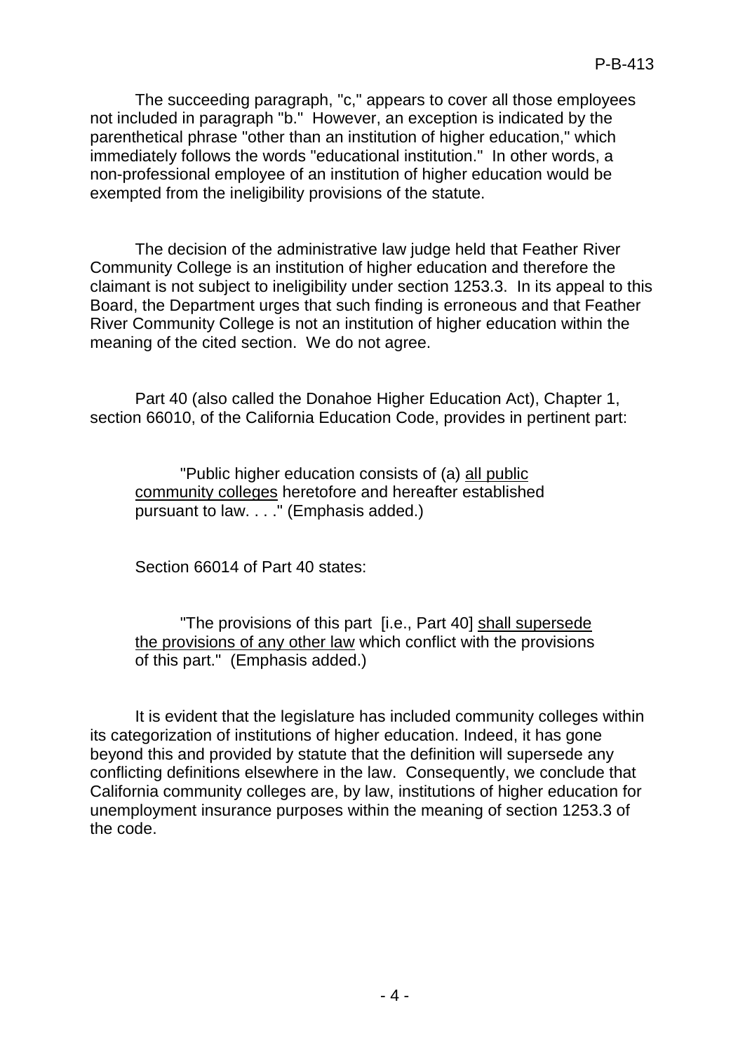The succeeding paragraph, "c," appears to cover all those employees not included in paragraph "b." However, an exception is indicated by the parenthetical phrase "other than an institution of higher education," which immediately follows the words "educational institution." In other words, a non-professional employee of an institution of higher education would be exempted from the ineligibility provisions of the statute.

The decision of the administrative law judge held that Feather River Community College is an institution of higher education and therefore the claimant is not subject to ineligibility under section 1253.3. In its appeal to this Board, the Department urges that such finding is erroneous and that Feather River Community College is not an institution of higher education within the meaning of the cited section. We do not agree.

Part 40 (also called the Donahoe Higher Education Act), Chapter 1, section 66010, of the California Education Code, provides in pertinent part:

> "Public higher education consists of (a) <u>all public community colleges</u> heretofore and hereafter established pursuant to law. . . ." (Emphasis added.)

Section 66014 of Part 40 states:

> "The provisions of this part [i.e., Part 40] <u>shall supersede the provisions of any other law</u> which conflict with the provisions of this part." (Emphasis added.)

It is evident that the legislature has included community colleges within its categorization of institutions of higher education. Indeed, it has gone beyond this and provided by statute that the definition will supersede any conflicting definitions elsewhere in the law. Consequently, we conclude that California community colleges are, by law, institutions of higher education for unemployment insurance purposes within the meaning of section 1253.3 of the code.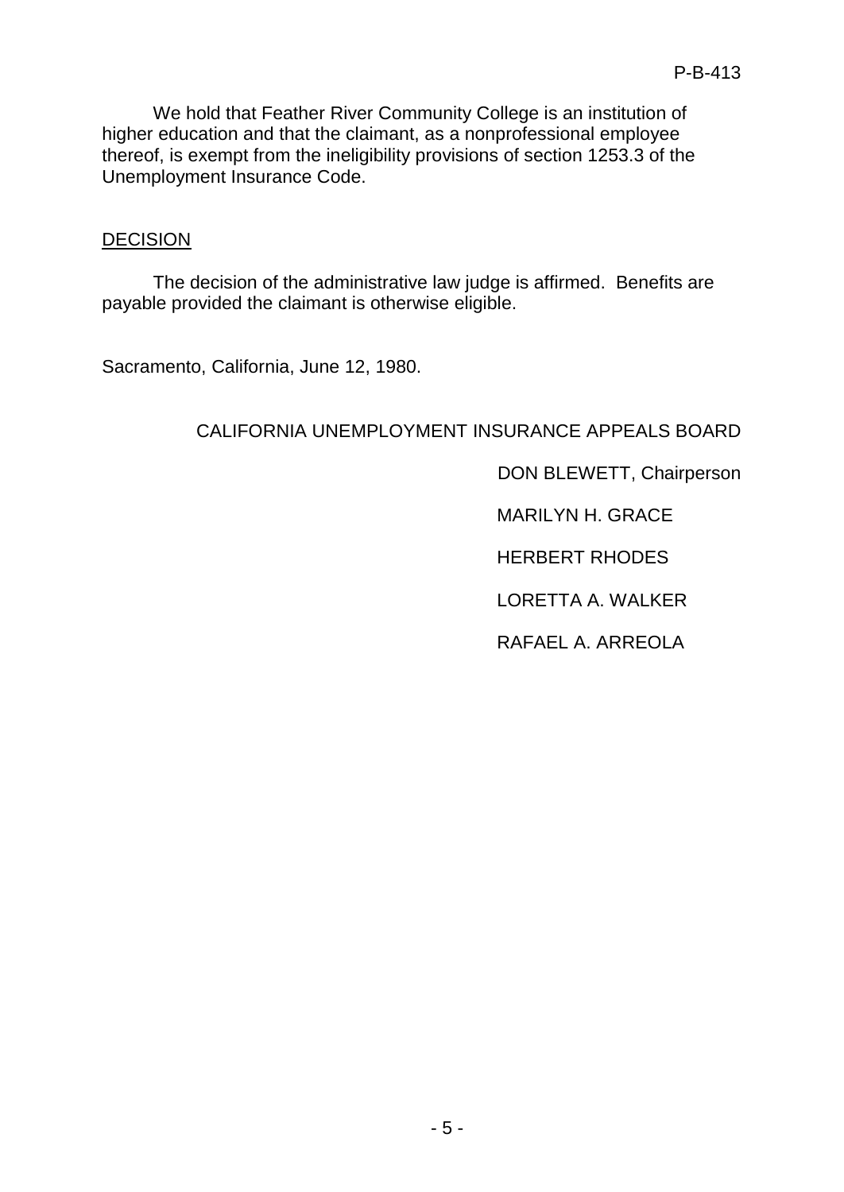We hold that Feather River Community College is an institution of higher education and that the claimant, as a nonprofessional employee thereof, is exempt from the ineligibility provisions of section 1253.3 of the Unemployment Insurance Code.

## DECISION

The decision of the administrative law judge is affirmed. Benefits are payable provided the claimant is otherwise eligible.

Sacramento, California, June 12, 1980.

CALIFORNIA UNEMPLOYMENT INSURANCE APPEALS BOARD

DON BLEWETT, Chairperson

MARILYN H. GRACE

HERBERT RHODES

LORETTA A. WALKER

RAFAEL A. ARREOLA